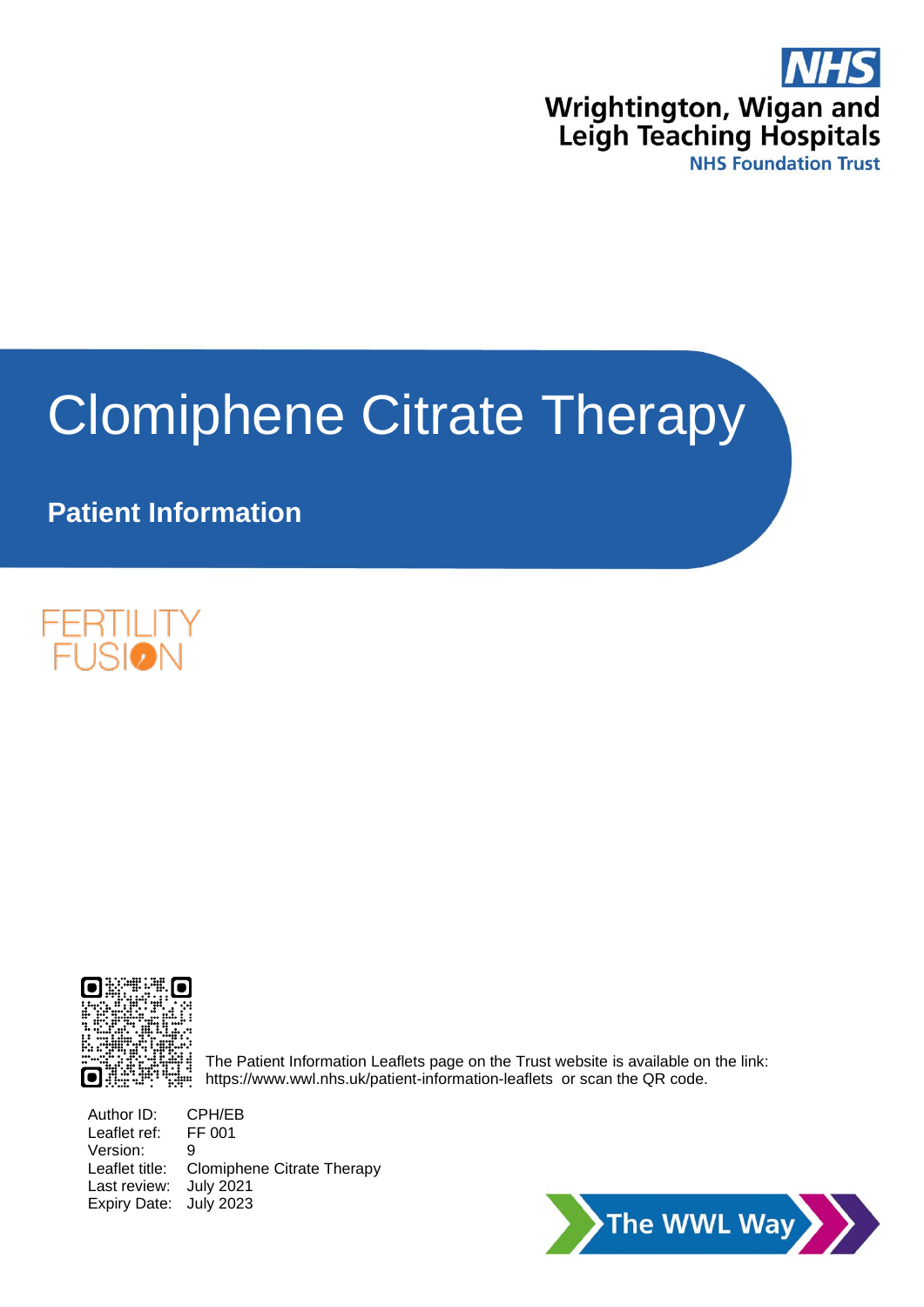NHS

Wrightington, Wigan and Leigh Teaching Hospitals
NHS Foundation Trust

# Clomiphene Citrate Therapy

## Patient Information

FERTILITY FUSION

The Patient Information Leaflets page on the Trust website is available on the link: https://www.wwl.nhs.uk/patient-information-leaflets or scan the QR code.

| | |
|---|---|
| Author ID: | CPH/EB |
| Leaflet ref: | FF 001 |
| Version: | 9 |
| Leaflet title: | Clomiphene Citrate Therapy |
| Last review: | July 2021 |
| Expiry Date: | July 2023 |

The WWL Way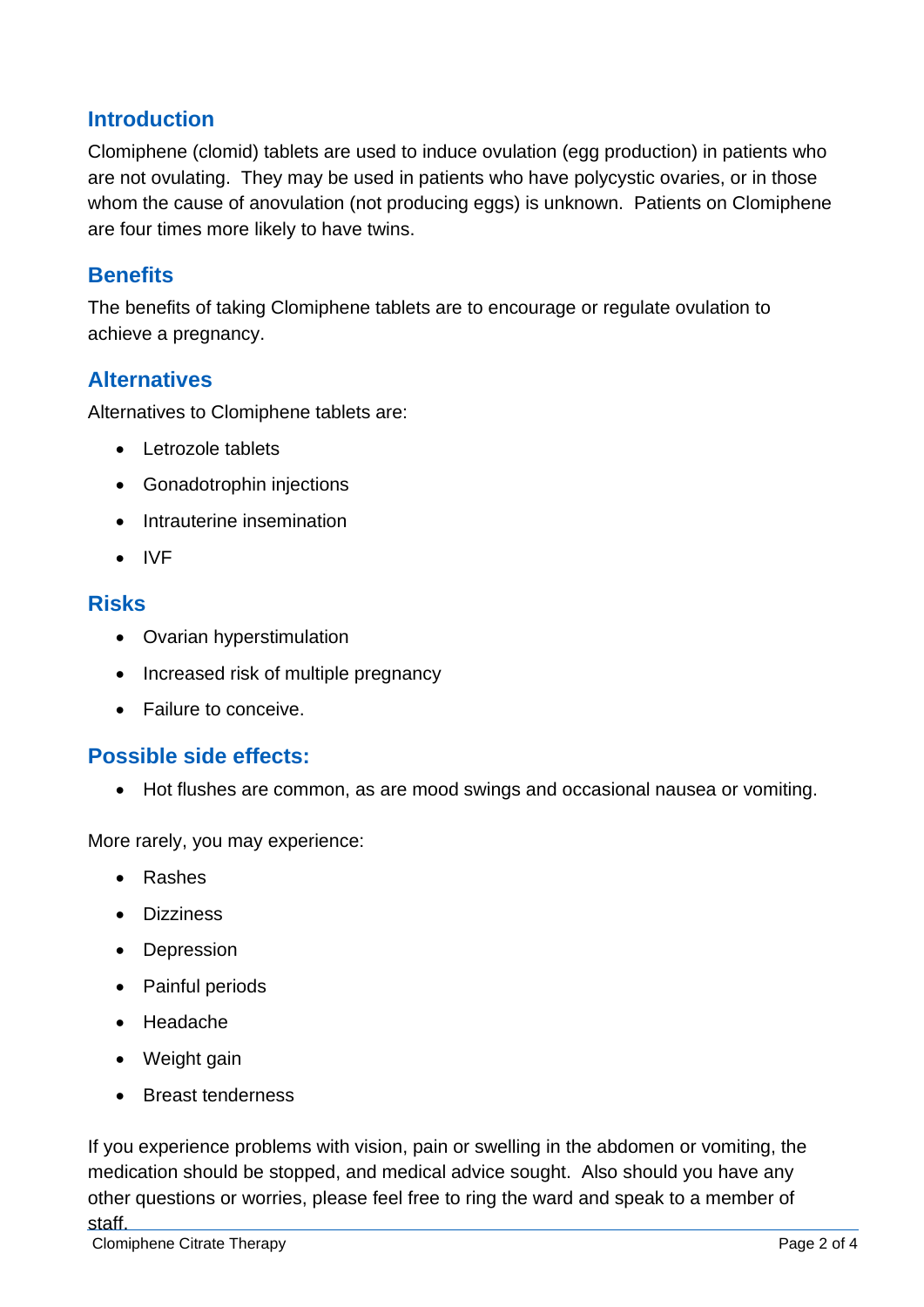## Introduction

Clomiphene (clomid) tablets are used to induce ovulation (egg production) in patients who are not ovulating. They may be used in patients who have polycystic ovaries, or in those whom the cause of anovulation (not producing eggs) is unknown. Patients on Clomiphene are four times more likely to have twins.

## Benefits

The benefits of taking Clomiphene tablets are to encourage or regulate ovulation to achieve a pregnancy.

## Alternatives

Alternatives to Clomiphene tablets are:

- Letrozole tablets
- Gonadotrophin injections
- Intrauterine insemination
- IVF

## Risks

- Ovarian hyperstimulation
- Increased risk of multiple pregnancy
- Failure to conceive.

## Possible side effects:

- Hot flushes are common, as are mood swings and occasional nausea or vomiting.

More rarely, you may experience:

- Rashes
- Dizziness
- Depression
- Painful periods
- Headache
- Weight gain
- Breast tenderness

If you experience problems with vision, pain or swelling in the abdomen or vomiting, the medication should be stopped, and medical advice sought. Also should you have any other questions or worries, please feel free to ring the ward and speak to a member of staff.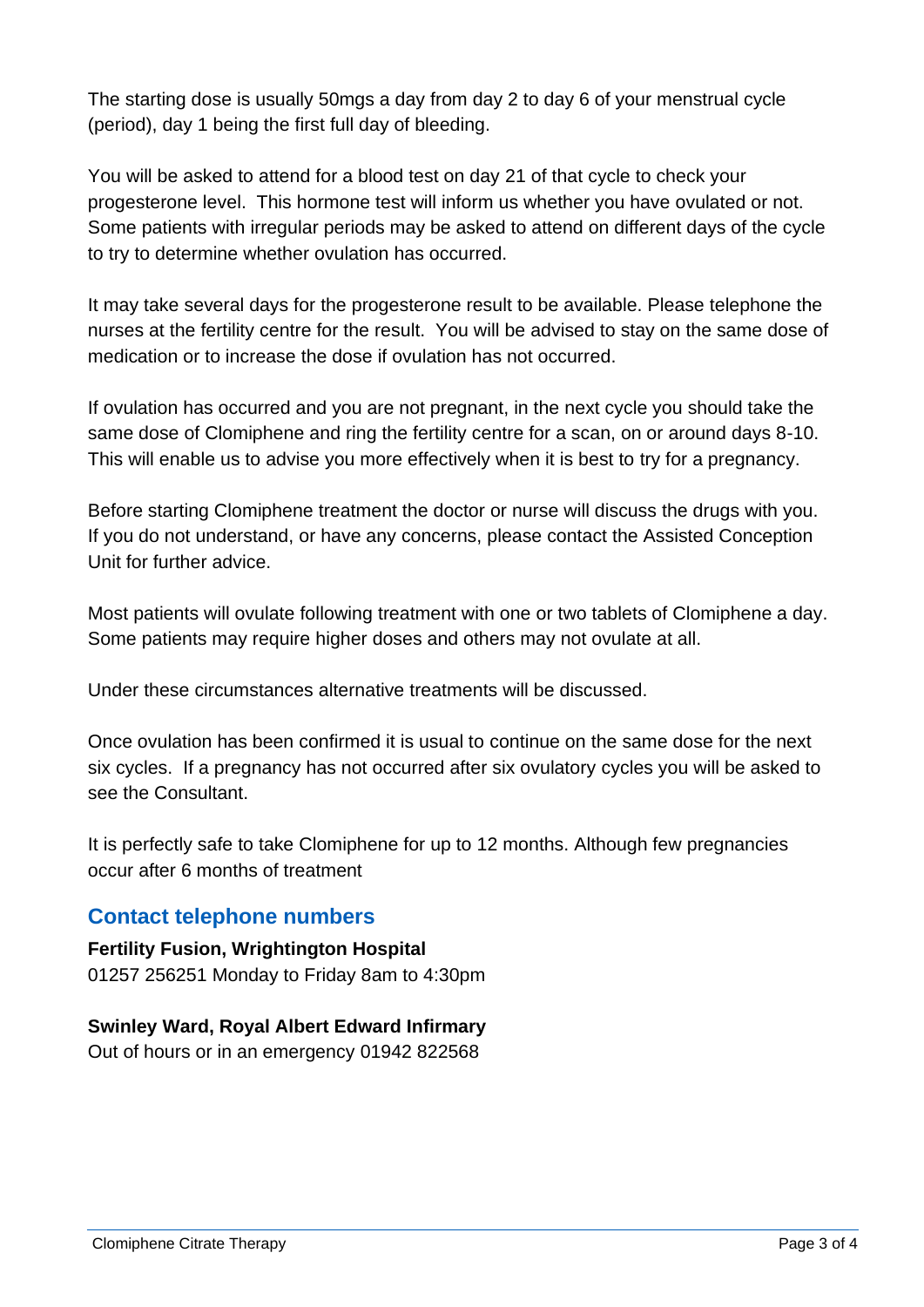The starting dose is usually 50mgs a day from day 2 to day 6 of your menstrual cycle (period), day 1 being the first full day of bleeding.

You will be asked to attend for a blood test on day 21 of that cycle to check your progesterone level.  This hormone test will inform us whether you have ovulated or not. Some patients with irregular periods may be asked to attend on different days of the cycle to try to determine whether ovulation has occurred.

It may take several days for the progesterone result to be available. Please telephone the nurses at the fertility centre for the result.  You will be advised to stay on the same dose of medication or to increase the dose if ovulation has not occurred.

If ovulation has occurred and you are not pregnant, in the next cycle you should take the same dose of Clomiphene and ring the fertility centre for a scan, on or around days 8-10. This will enable us to advise you more effectively when it is best to try for a pregnancy.

Before starting Clomiphene treatment the doctor or nurse will discuss the drugs with you. If you do not understand, or have any concerns, please contact the Assisted Conception Unit for further advice.

Most patients will ovulate following treatment with one or two tablets of Clomiphene a day. Some patients may require higher doses and others may not ovulate at all.

Under these circumstances alternative treatments will be discussed.

Once ovulation has been confirmed it is usual to continue on the same dose for the next six cycles.  If a pregnancy has not occurred after six ovulatory cycles you will be asked to see the Consultant.

It is perfectly safe to take Clomiphene for up to 12 months. Although few pregnancies occur after 6 months of treatment

## Contact telephone numbers

**Fertility Fusion, Wrightington Hospital**
01257 256251 Monday to Friday 8am to 4:30pm

**Swinley Ward, Royal Albert Edward Infirmary**
Out of hours or in an emergency 01942 822568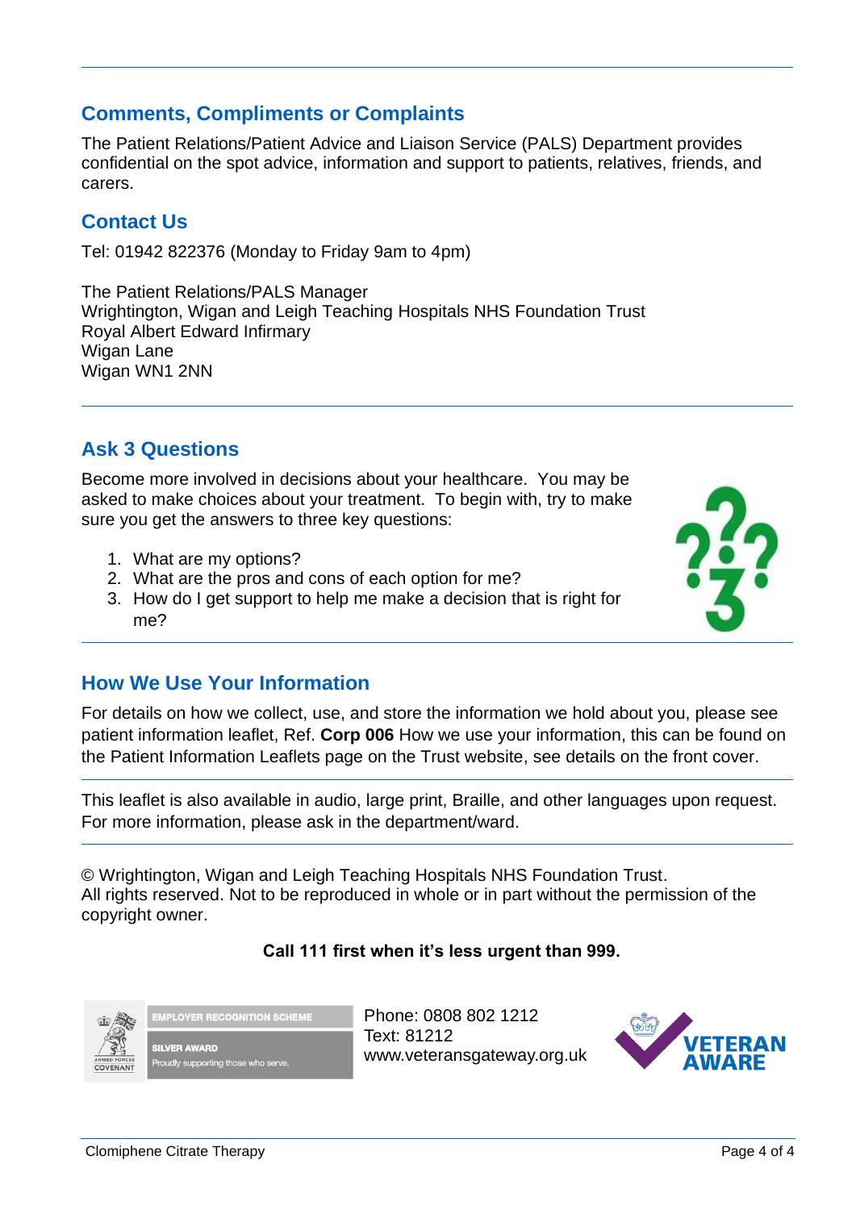## Comments, Compliments or Complaints

The Patient Relations/Patient Advice and Liaison Service (PALS) Department provides confidential on the spot advice, information and support to patients, relatives, friends, and carers.

## Contact Us

Tel: 01942 822376 (Monday to Friday 9am to 4pm)

The Patient Relations/PALS Manager
Wrightington, Wigan and Leigh Teaching Hospitals NHS Foundation Trust
Royal Albert Edward Infirmary
Wigan Lane
Wigan WN1 2NN

## Ask 3 Questions

Become more involved in decisions about your healthcare. You may be asked to make choices about your treatment. To begin with, try to make sure you get the answers to three key questions:

1. What are my options?
2. What are the pros and cons of each option for me?
3. How do I get support to help me make a decision that is right for me?

## How We Use Your Information

For details on how we collect, use, and store the information we hold about you, please see patient information leaflet, Ref. **Corp 006** How we use your information, this can be found on the Patient Information Leaflets page on the Trust website, see details on the front cover.

This leaflet is also available in audio, large print, Braille, and other languages upon request. For more information, please ask in the department/ward.

© Wrightington, Wigan and Leigh Teaching Hospitals NHS Foundation Trust.
All rights reserved. Not to be reproduced in whole or in part without the permission of the copyright owner.

**Call 111 first when it's less urgent than 999.**

ARMED FORCES COVENANT
EMPLOYER RECOGNITION SCHEME
SILVER AWARD
Proudly supporting those who serve.

Phone: 0808 802 1212
Text: 81212
www.veteransgateway.org.uk

VETERAN AWARE